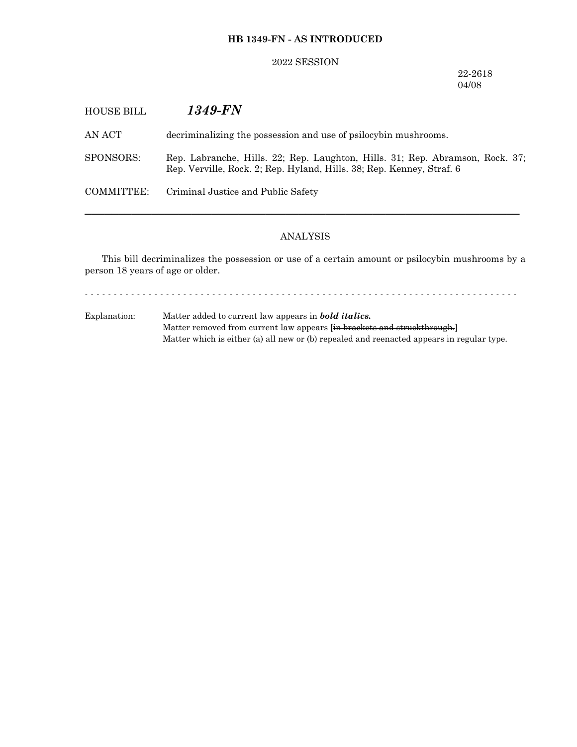**HB 1349-FN - AS INTRODUCED**

2022 SESSION

22-2618
04/08

HOUSE BILL ***1349-FN***

AN ACT decriminalizing the possession and use of psilocybin mushrooms.

SPONSORS: Rep. Labranche, Hills. 22; Rep. Laughton, Hills. 31; Rep. Abramson, Rock. 37; Rep. Verville, Rock. 2; Rep. Hyland, Hills. 38; Rep. Kenney, Straf. 6

COMMITTEE: Criminal Justice and Public Safety

---

ANALYSIS

This bill decriminalizes the possession or use of a certain amount or psilocybin mushrooms by a person 18 years of age or older.

- - - - - - - - - - - - - - - - - - - - - - - - - - - - - - - - - - - - - - - - - - - - - - - - - - - - - - - - - - - - - - - - - - - - - - - - - - -

Explanation: Matter added to current law appears in ***bold italics.***
Matter removed from current law appears [~~in brackets and struckthrough.~~]
Matter which is either (a) all new or (b) repealed and reenacted appears in regular type.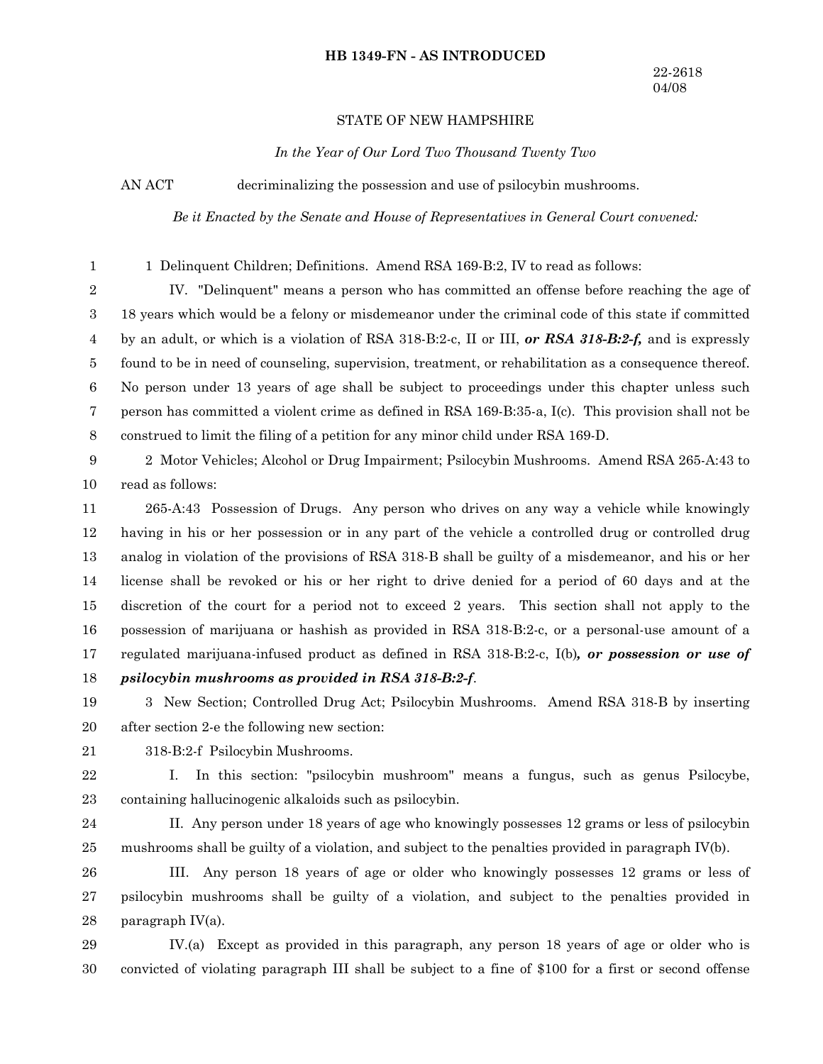**HB 1349-FN - AS INTRODUCED**

22-2618
04/08

STATE OF NEW HAMPSHIRE

*In the Year of Our Lord Two Thousand Twenty Two*

AN ACT decriminalizing the possession and use of psilocybin mushrooms.

*Be it Enacted by the Senate and House of Representatives in General Court convened:*

1 Delinquent Children; Definitions. Amend RSA 169-B:2, IV to read as follows:

IV. "Delinquent" means a person who has committed an offense before reaching the age of 18 years which would be a felony or misdemeanor under the criminal code of this state if committed by an adult, or which is a violation of RSA 318-B:2-c, II or III, ***or RSA 318-B:2-f,*** and is expressly found to be in need of counseling, supervision, treatment, or rehabilitation as a consequence thereof. No person under 13 years of age shall be subject to proceedings under this chapter unless such person has committed a violent crime as defined in RSA 169-B:35-a, I(c). This provision shall not be construed to limit the filing of a petition for any minor child under RSA 169-D.

2 Motor Vehicles; Alcohol or Drug Impairment; Psilocybin Mushrooms. Amend RSA 265-A:43 to read as follows:

265-A:43 Possession of Drugs. Any person who drives on any way a vehicle while knowingly having in his or her possession or in any part of the vehicle a controlled drug or controlled drug analog in violation of the provisions of RSA 318-B shall be guilty of a misdemeanor, and his or her license shall be revoked or his or her right to drive denied for a period of 60 days and at the discretion of the court for a period not to exceed 2 years. This section shall not apply to the possession of marijuana or hashish as provided in RSA 318-B:2-c, or a personal-use amount of a regulated marijuana-infused product as defined in RSA 318-B:2-c, I(b)***, or possession or use of psilocybin mushrooms as provided in RSA 318-B:2-f***.

3 New Section; Controlled Drug Act; Psilocybin Mushrooms. Amend RSA 318-B by inserting after section 2-e the following new section:

318-B:2-f Psilocybin Mushrooms.

I. In this section: "psilocybin mushroom" means a fungus, such as genus Psilocybe, containing hallucinogenic alkaloids such as psilocybin.

II. Any person under 18 years of age who knowingly possesses 12 grams or less of psilocybin mushrooms shall be guilty of a violation, and subject to the penalties provided in paragraph IV(b).

III. Any person 18 years of age or older who knowingly possesses 12 grams or less of psilocybin mushrooms shall be guilty of a violation, and subject to the penalties provided in paragraph IV(a).

IV.(a) Except as provided in this paragraph, any person 18 years of age or older who is convicted of violating paragraph III shall be subject to a fine of $100 for a first or second offense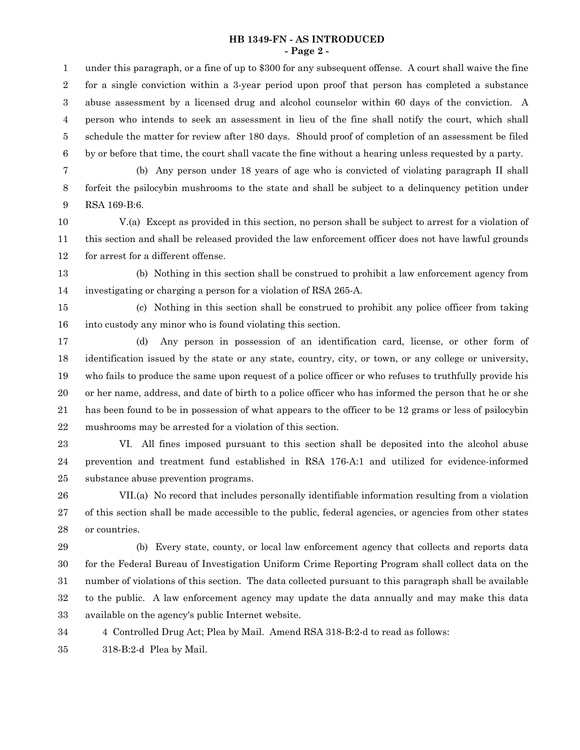under this paragraph, or a fine of up to $300 for any subsequent offense. A court shall waive the fine for a single conviction within a 3-year period upon proof that person has completed a substance abuse assessment by a licensed drug and alcohol counselor within 60 days of the conviction. A person who intends to seek an assessment in lieu of the fine shall notify the court, which shall schedule the matter for review after 180 days. Should proof of completion of an assessment be filed by or before that time, the court shall vacate the fine without a hearing unless requested by a party.

(b) Any person under 18 years of age who is convicted of violating paragraph II shall forfeit the psilocybin mushrooms to the state and shall be subject to a delinquency petition under RSA 169-B:6.

V.(a) Except as provided in this section, no person shall be subject to arrest for a violation of this section and shall be released provided the law enforcement officer does not have lawful grounds for arrest for a different offense.

(b) Nothing in this section shall be construed to prohibit a law enforcement agency from investigating or charging a person for a violation of RSA 265-A.

(c) Nothing in this section shall be construed to prohibit any police officer from taking into custody any minor who is found violating this section.

(d) Any person in possession of an identification card, license, or other form of identification issued by the state or any state, country, city, or town, or any college or university, who fails to produce the same upon request of a police officer or who refuses to truthfully provide his or her name, address, and date of birth to a police officer who has informed the person that he or she has been found to be in possession of what appears to the officer to be 12 grams or less of psilocybin mushrooms may be arrested for a violation of this section.

VI. All fines imposed pursuant to this section shall be deposited into the alcohol abuse prevention and treatment fund established in RSA 176-A:1 and utilized for evidence-informed substance abuse prevention programs.

VII.(a) No record that includes personally identifiable information resulting from a violation of this section shall be made accessible to the public, federal agencies, or agencies from other states or countries.

(b) Every state, county, or local law enforcement agency that collects and reports data for the Federal Bureau of Investigation Uniform Crime Reporting Program shall collect data on the number of violations of this section. The data collected pursuant to this paragraph shall be available to the public. A law enforcement agency may update the data annually and may make this data available on the agency's public Internet website.

4 Controlled Drug Act; Plea by Mail. Amend RSA 318-B:2-d to read as follows:

318-B:2-d Plea by Mail.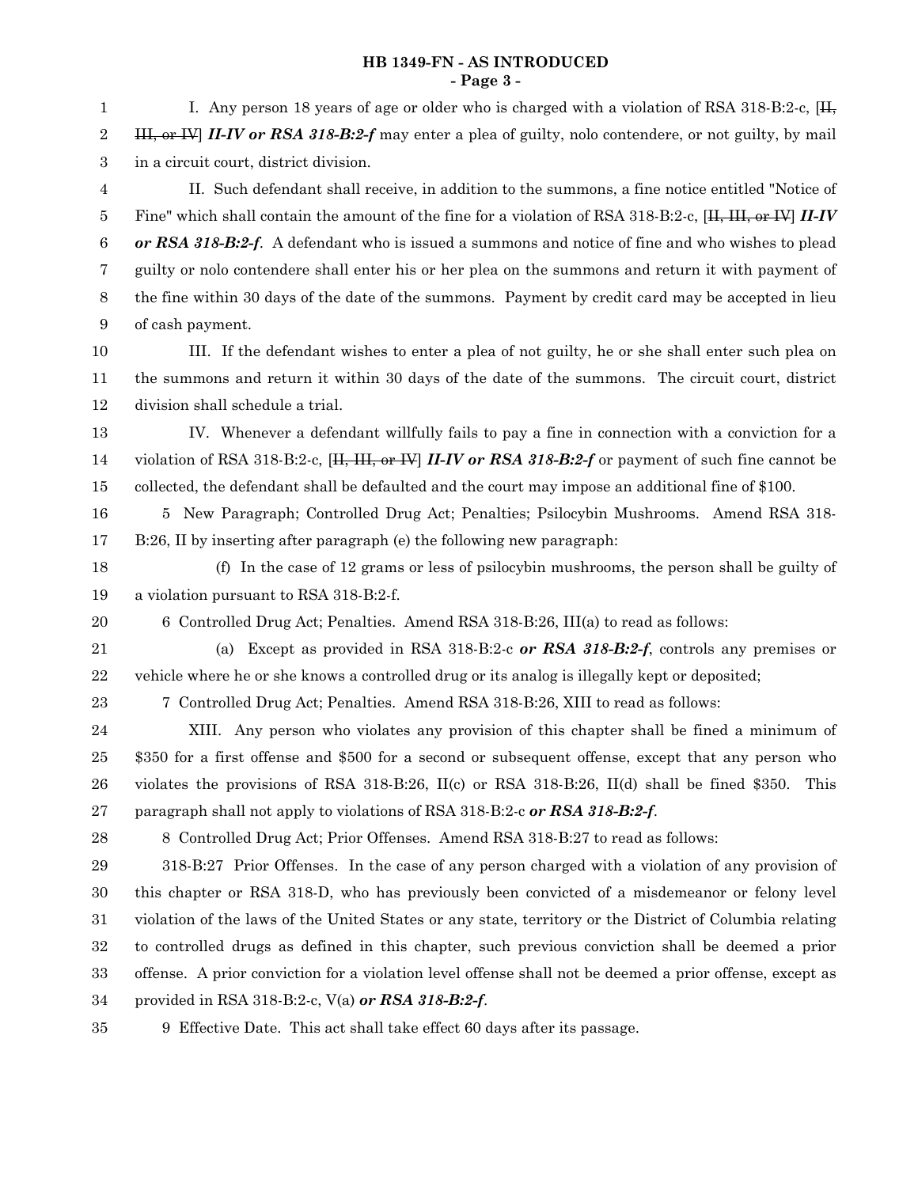I. Any person 18 years of age or older who is charged with a violation of RSA 318-B:2-c, [~~II, III, or IV~~] ***II-IV or RSA 318-B:2-f*** may enter a plea of guilty, nolo contendere, or not guilty, by mail in a circuit court, district division.

II. Such defendant shall receive, in addition to the summons, a fine notice entitled "Notice of Fine" which shall contain the amount of the fine for a violation of RSA 318-B:2-c, [~~II, III, or IV~~] ***II-IV or RSA 318-B:2-f***. A defendant who is issued a summons and notice of fine and who wishes to plead guilty or nolo contendere shall enter his or her plea on the summons and return it with payment of the fine within 30 days of the date of the summons. Payment by credit card may be accepted in lieu of cash payment.

III. If the defendant wishes to enter a plea of not guilty, he or she shall enter such plea on the summons and return it within 30 days of the date of the summons. The circuit court, district division shall schedule a trial.

IV. Whenever a defendant willfully fails to pay a fine in connection with a conviction for a violation of RSA 318-B:2-c, [~~II, III, or IV~~] ***II-IV or RSA 318-B:2-f*** or payment of such fine cannot be collected, the defendant shall be defaulted and the court may impose an additional fine of $100.

5 New Paragraph; Controlled Drug Act; Penalties; Psilocybin Mushrooms. Amend RSA 318-B:26, II by inserting after paragraph (e) the following new paragraph:

(f) In the case of 12 grams or less of psilocybin mushrooms, the person shall be guilty of a violation pursuant to RSA 318-B:2-f.

6 Controlled Drug Act; Penalties. Amend RSA 318-B:26, III(a) to read as follows:

(a) Except as provided in RSA 318-B:2-c ***or RSA 318-B:2-f***, controls any premises or vehicle where he or she knows a controlled drug or its analog is illegally kept or deposited;

7 Controlled Drug Act; Penalties. Amend RSA 318-B:26, XIII to read as follows:

XIII. Any person who violates any provision of this chapter shall be fined a minimum of $350 for a first offense and $500 for a second or subsequent offense, except that any person who violates the provisions of RSA 318-B:26, II(c) or RSA 318-B:26, II(d) shall be fined $350. This paragraph shall not apply to violations of RSA 318-B:2-c ***or RSA 318-B:2-f***.

8 Controlled Drug Act; Prior Offenses. Amend RSA 318-B:27 to read as follows:

318-B:27 Prior Offenses. In the case of any person charged with a violation of any provision of this chapter or RSA 318-D, who has previously been convicted of a misdemeanor or felony level violation of the laws of the United States or any state, territory or the District of Columbia relating to controlled drugs as defined in this chapter, such previous conviction shall be deemed a prior offense. A prior conviction for a violation level offense shall not be deemed a prior offense, except as provided in RSA 318-B:2-c, V(a) ***or RSA 318-B:2-f***.

9 Effective Date. This act shall take effect 60 days after its passage.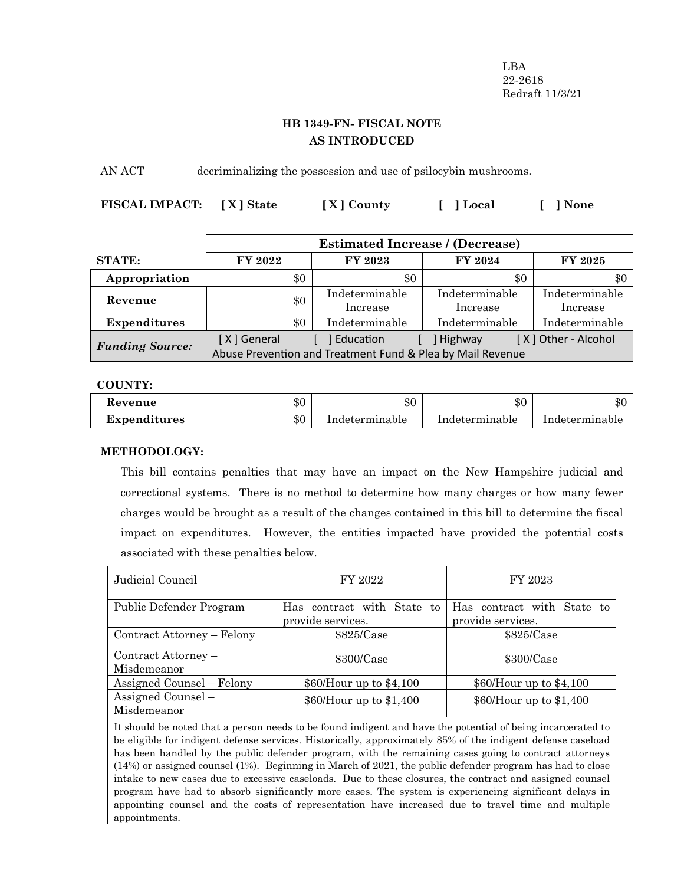LBA
22-2618
Redraft 11/3/21

## HB 1349-FN- FISCAL NOTE
## AS INTRODUCED

AN ACT decriminalizing the possession and use of psilocybin mushrooms.

**FISCAL IMPACT:** **[ X ] State** **[ X ] County** **[ ] Local** **[ ] None**

| | Estimated Increase / (Decrease) | | | |
|---|---|---|---|---|
| **STATE:** | **FY 2022** | **FY 2023** | **FY 2024** | **FY 2025** |
| **Appropriation** | $0 | $0 | $0 | $0 |
| **Revenue** | $0 | Indeterminable Increase | Indeterminable Increase | Indeterminable Increase |
| **Expenditures** | $0 | Indeterminable | Indeterminable | Indeterminable |
| ***Funding Source:*** | [ X ] General [ ] Education [ ] Highway [ X ] Other - Alcohol Abuse Prevention and Treatment Fund & Plea by Mail Revenue | | | |

**COUNTY:**

| | | | | |
|---|---|---|---|---|
| **Revenue** | $0 | $0 | $0 | $0 |
| **Expenditures** | $0 | Indeterminable | Indeterminable | Indeterminable |

**METHODOLOGY:**

This bill contains penalties that may have an impact on the New Hampshire judicial and correctional systems. There is no method to determine how many charges or how many fewer charges would be brought as a result of the changes contained in this bill to determine the fiscal impact on expenditures. However, the entities impacted have provided the potential costs associated with these penalties below.

| Judicial Council | FY 2022 | FY 2023 |
|---|---|---|
| Public Defender Program | Has contract with State to provide services. | Has contract with State to provide services. |
| Contract Attorney – Felony | $825/Case | $825/Case |
| Contract Attorney – Misdemeanor | $300/Case | $300/Case |
| Assigned Counsel – Felony | $60/Hour up to $4,100 | $60/Hour up to $4,100 |
| Assigned Counsel – Misdemeanor | $60/Hour up to $1,400 | $60/Hour up to $1,400 |
| It should be noted that a person needs to be found indigent and have the potential of being incarcerated to be eligible for indigent defense services. Historically, approximately 85% of the indigent defense caseload has been handled by the public defender program, with the remaining cases going to contract attorneys (14%) or assigned counsel (1%). Beginning in March of 2021, the public defender program has had to close intake to new cases due to excessive caseloads. Due to these closures, the contract and assigned counsel program have had to absorb significantly more cases. The system is experiencing significant delays in appointing counsel and the costs of representation have increased due to travel time and multiple appointments. | | |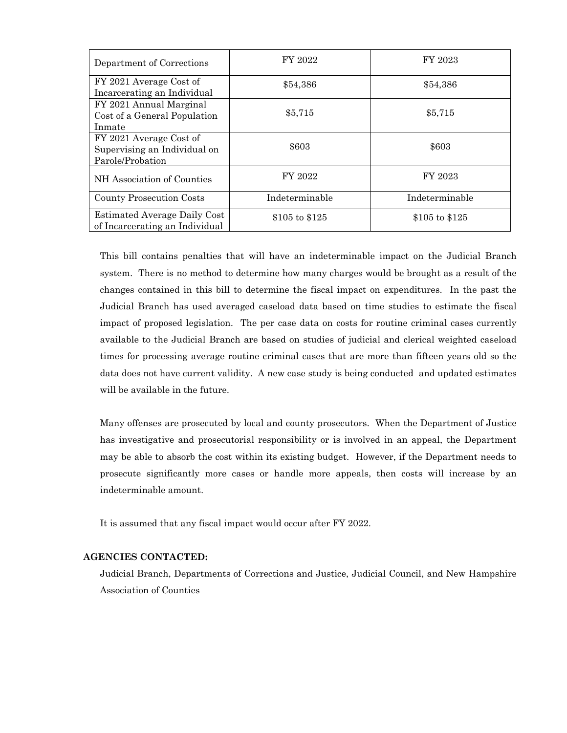| Department of Corrections | FY 2022 | FY 2023 |
| --- | --- | --- |
| FY 2021 Average Cost of Incarcerating an Individual | $54,386 | $54,386 |
| FY 2021 Annual Marginal Cost of a General Population Inmate | $5,715 | $5,715 |
| FY 2021 Average Cost of Supervising an Individual on Parole/Probation | $603 | $603 |
| NH Association of Counties | FY 2022 | FY 2023 |
| County Prosecution Costs | Indeterminable | Indeterminable |
| Estimated Average Daily Cost of Incarcerating an Individual | $105 to $125 | $105 to $125 |

This bill contains penalties that will have an indeterminable impact on the Judicial Branch system. There is no method to determine how many charges would be brought as a result of the changes contained in this bill to determine the fiscal impact on expenditures. In the past the Judicial Branch has used averaged caseload data based on time studies to estimate the fiscal impact of proposed legislation. The per case data on costs for routine criminal cases currently available to the Judicial Branch are based on studies of judicial and clerical weighted caseload times for processing average routine criminal cases that are more than fifteen years old so the data does not have current validity. A new case study is being conducted and updated estimates will be available in the future.

Many offenses are prosecuted by local and county prosecutors. When the Department of Justice has investigative and prosecutorial responsibility or is involved in an appeal, the Department may be able to absorb the cost within its existing budget. However, if the Department needs to prosecute significantly more cases or handle more appeals, then costs will increase by an indeterminable amount.

It is assumed that any fiscal impact would occur after FY 2022.

**AGENCIES CONTACTED:**

Judicial Branch, Departments of Corrections and Justice, Judicial Council, and New Hampshire Association of Counties